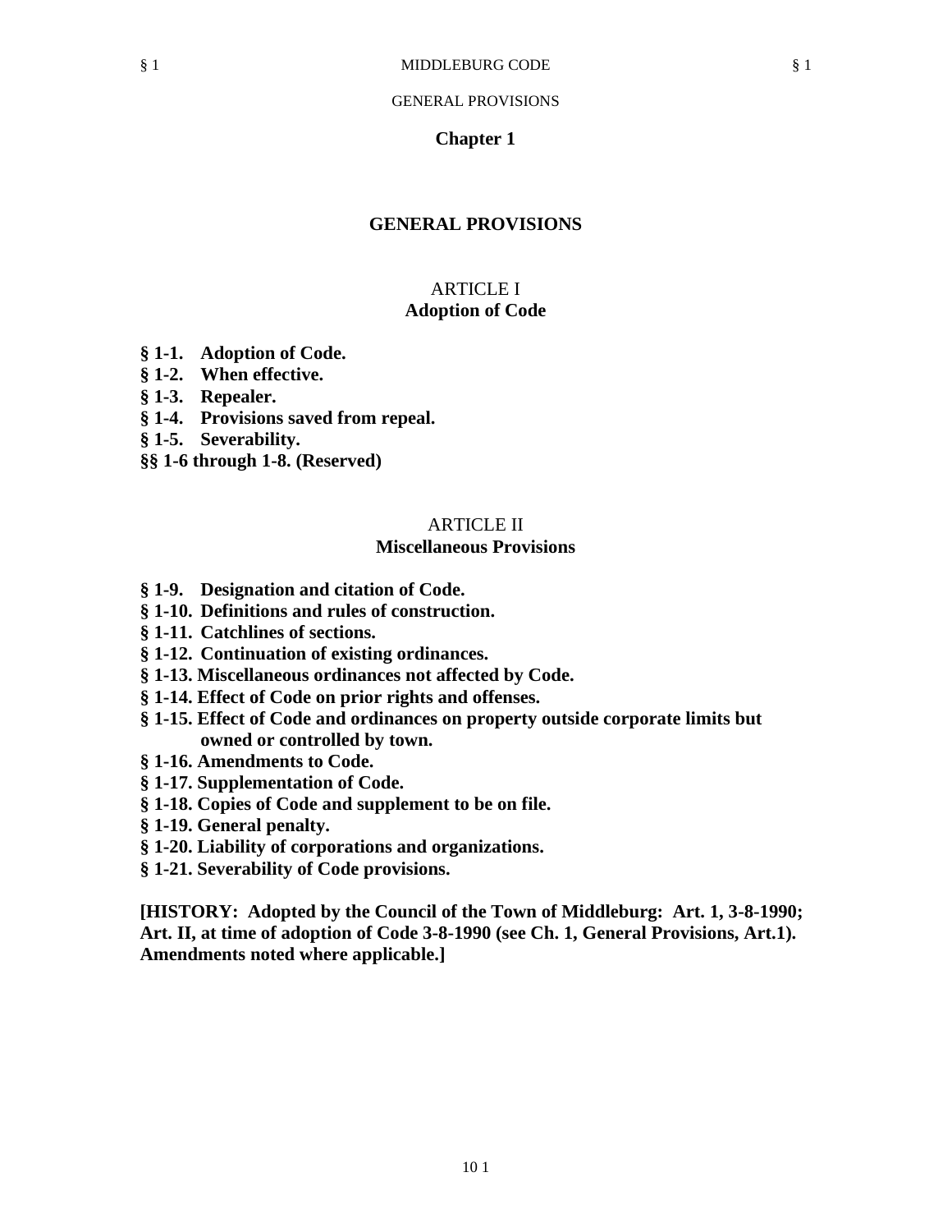GENERAL PROVISIONS

# Chapter 1

# GENERAL PROVISIONS

## ARTICLE I
## Adoption of Code

**§ 1-1. Adoption of Code.**
**§ 1-2. When effective.**
**§ 1-3. Repealer.**
**§ 1-4. Provisions saved from repeal.**
**§ 1-5. Severability.**
**§§ 1-6 through 1-8. (Reserved)**

## ARTICLE II
## Miscellaneous Provisions

**§ 1-9. Designation and citation of Code.**
**§ 1-10. Definitions and rules of construction.**
**§ 1-11. Catchlines of sections.**
**§ 1-12. Continuation of existing ordinances.**
**§ 1-13. Miscellaneous ordinances not affected by Code.**
**§ 1-14. Effect of Code on prior rights and offenses.**
**§ 1-15. Effect of Code and ordinances on property outside corporate limits but owned or controlled by town.**
**§ 1-16. Amendments to Code.**
**§ 1-17. Supplementation of Code.**
**§ 1-18. Copies of Code and supplement to be on file.**
**§ 1-19. General penalty.**
**§ 1-20. Liability of corporations and organizations.**
**§ 1-21. Severability of Code provisions.**

**[HISTORY: Adopted by the Council of the Town of Middleburg: Art. 1, 3-8-1990; Art. II, at time of adoption of Code 3-8-1990 (see Ch. 1, General Provisions, Art.1). Amendments noted where applicable.]**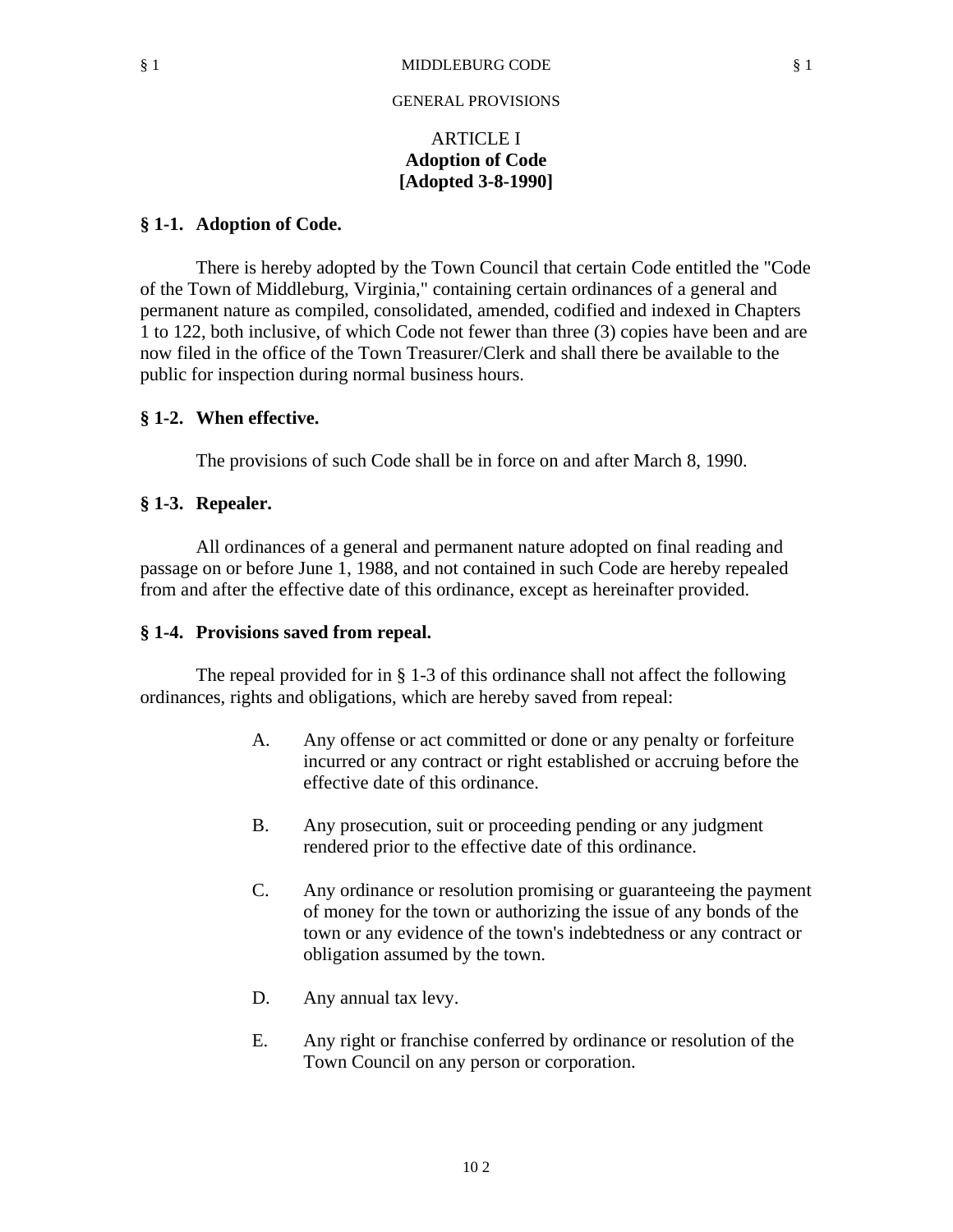GENERAL PROVISIONS

## ARTICLE I
## Adoption of Code
## [Adopted 3-8-1990]

### § 1-1. Adoption of Code.

There is hereby adopted by the Town Council that certain Code entitled the "Code of the Town of Middleburg, Virginia," containing certain ordinances of a general and permanent nature as compiled, consolidated, amended, codified and indexed in Chapters 1 to 122, both inclusive, of which Code not fewer than three (3) copies have been and are now filed in the office of the Town Treasurer/Clerk and shall there be available to the public for inspection during normal business hours.

### § 1-2. When effective.

The provisions of such Code shall be in force on and after March 8, 1990.

### § 1-3. Repealer.

All ordinances of a general and permanent nature adopted on final reading and passage on or before June 1, 1988, and not contained in such Code are hereby repealed from and after the effective date of this ordinance, except as hereinafter provided.

### § 1-4. Provisions saved from repeal.

The repeal provided for in § 1-3 of this ordinance shall not affect the following ordinances, rights and obligations, which are hereby saved from repeal:

A. Any offense or act committed or done or any penalty or forfeiture incurred or any contract or right established or accruing before the effective date of this ordinance.

B. Any prosecution, suit or proceeding pending or any judgment rendered prior to the effective date of this ordinance.

C. Any ordinance or resolution promising or guaranteeing the payment of money for the town or authorizing the issue of any bonds of the town or any evidence of the town's indebtedness or any contract or obligation assumed by the town.

D. Any annual tax levy.

E. Any right or franchise conferred by ordinance or resolution of the Town Council on any person or corporation.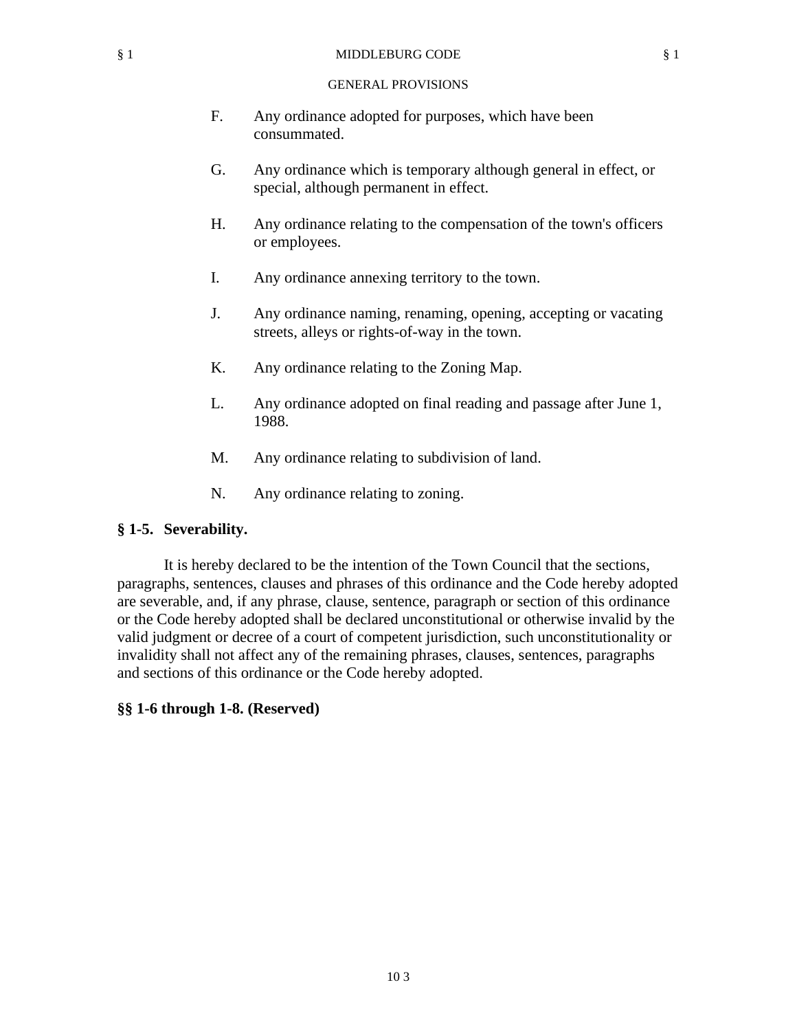F. Any ordinance adopted for purposes, which have been consummated.

G. Any ordinance which is temporary although general in effect, or special, although permanent in effect.

H. Any ordinance relating to the compensation of the town's officers or employees.

I. Any ordinance annexing territory to the town.

J. Any ordinance naming, renaming, opening, accepting or vacating streets, alleys or rights-of-way in the town.

K. Any ordinance relating to the Zoning Map.

L. Any ordinance adopted on final reading and passage after June 1, 1988.

M. Any ordinance relating to subdivision of land.

N. Any ordinance relating to zoning.

**§ 1-5. Severability.**

It is hereby declared to be the intention of the Town Council that the sections, paragraphs, sentences, clauses and phrases of this ordinance and the Code hereby adopted are severable, and, if any phrase, clause, sentence, paragraph or section of this ordinance or the Code hereby adopted shall be declared unconstitutional or otherwise invalid by the valid judgment or decree of a court of competent jurisdiction, such unconstitutionality or invalidity shall not affect any of the remaining phrases, clauses, sentences, paragraphs and sections of this ordinance or the Code hereby adopted.

**§§ 1-6 through 1-8. (Reserved)**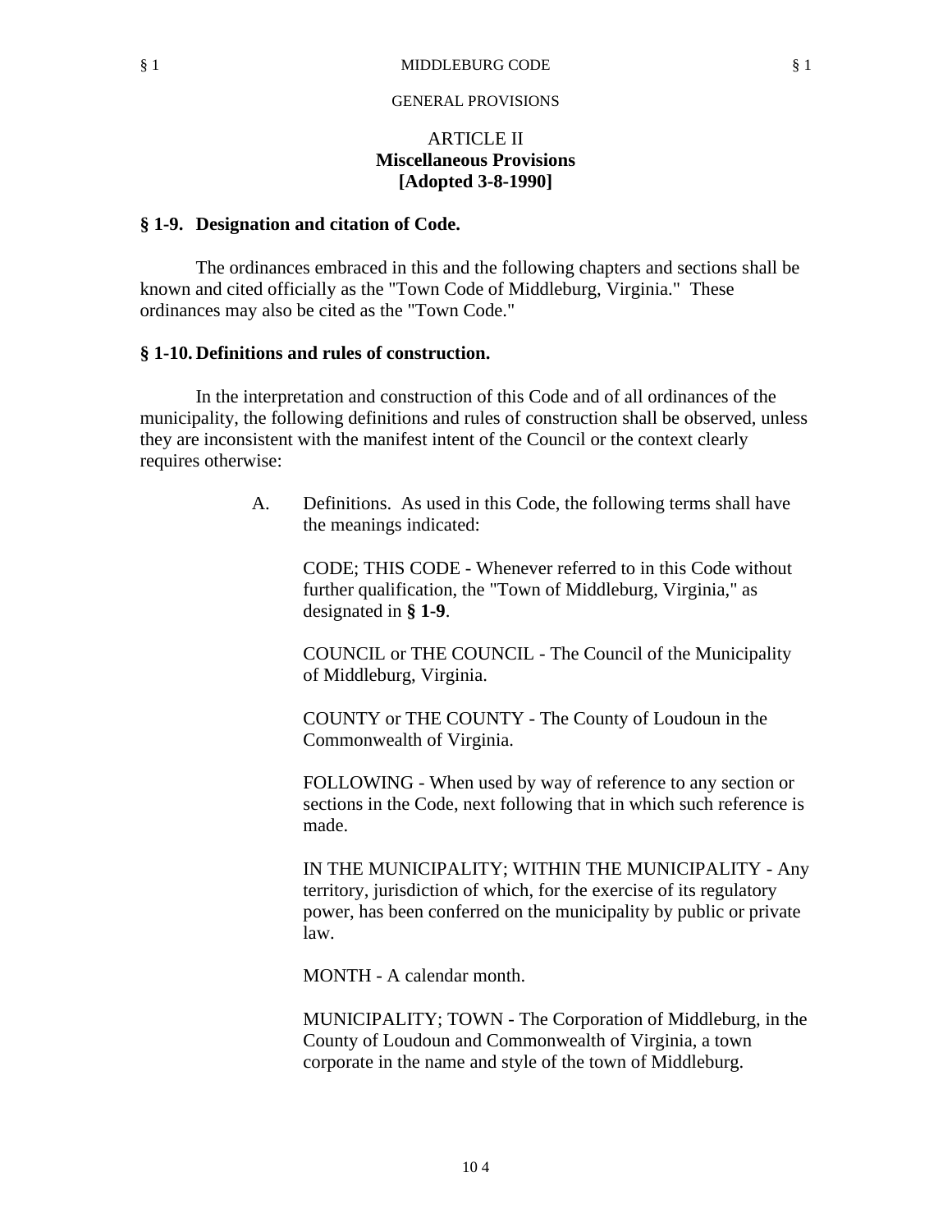GENERAL PROVISIONS

## ARTICLE II
## Miscellaneous Provisions
## [Adopted 3-8-1990]

### § 1-9. Designation and citation of Code.

The ordinances embraced in this and the following chapters and sections shall be known and cited officially as the "Town Code of Middleburg, Virginia." These ordinances may also be cited as the "Town Code."

### § 1-10. Definitions and rules of construction.

In the interpretation and construction of this Code and of all ordinances of the municipality, the following definitions and rules of construction shall be observed, unless they are inconsistent with the manifest intent of the Council or the context clearly requires otherwise:

A. Definitions. As used in this Code, the following terms shall have the meanings indicated:

CODE; THIS CODE - Whenever referred to in this Code without further qualification, the "Town of Middleburg, Virginia," as designated in **§ 1-9**.

COUNCIL or THE COUNCIL - The Council of the Municipality of Middleburg, Virginia.

COUNTY or THE COUNTY - The County of Loudoun in the Commonwealth of Virginia.

FOLLOWING - When used by way of reference to any section or sections in the Code, next following that in which such reference is made.

IN THE MUNICIPALITY; WITHIN THE MUNICIPALITY - Any territory, jurisdiction of which, for the exercise of its regulatory power, has been conferred on the municipality by public or private law.

MONTH - A calendar month.

MUNICIPALITY; TOWN - The Corporation of Middleburg, in the County of Loudoun and Commonwealth of Virginia, a town corporate in the name and style of the town of Middleburg.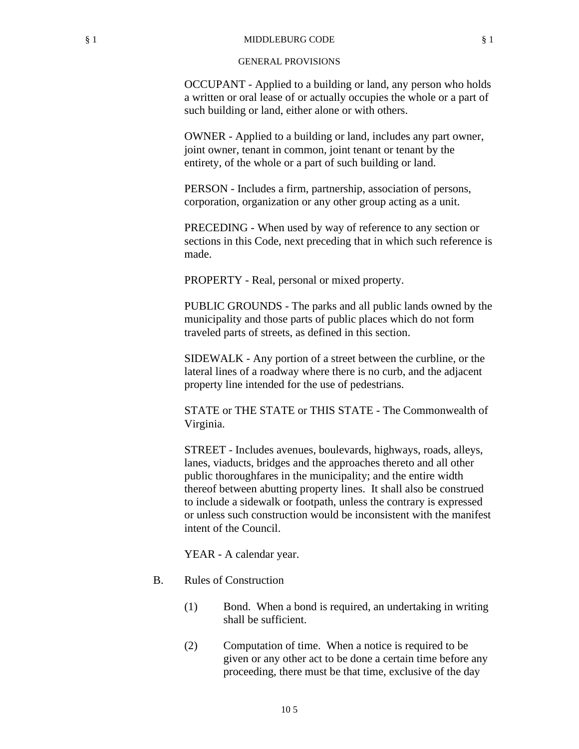OCCUPANT - Applied to a building or land, any person who holds a written or oral lease of or actually occupies the whole or a part of such building or land, either alone or with others.

OWNER - Applied to a building or land, includes any part owner, joint owner, tenant in common, joint tenant or tenant by the entirety, of the whole or a part of such building or land.

PERSON - Includes a firm, partnership, association of persons, corporation, organization or any other group acting as a unit.

PRECEDING - When used by way of reference to any section or sections in this Code, next preceding that in which such reference is made.

PROPERTY - Real, personal or mixed property.

PUBLIC GROUNDS - The parks and all public lands owned by the municipality and those parts of public places which do not form traveled parts of streets, as defined in this section.

SIDEWALK - Any portion of a street between the curbline, or the lateral lines of a roadway where there is no curb, and the adjacent property line intended for the use of pedestrians.

STATE or THE STATE or THIS STATE - The Commonwealth of Virginia.

STREET - Includes avenues, boulevards, highways, roads, alleys, lanes, viaducts, bridges and the approaches thereto and all other public thoroughfares in the municipality; and the entire width thereof between abutting property lines. It shall also be construed to include a sidewalk or footpath, unless the contrary is expressed or unless such construction would be inconsistent with the manifest intent of the Council.

YEAR - A calendar year.

B. Rules of Construction

(1) Bond. When a bond is required, an undertaking in writing shall be sufficient.

(2) Computation of time. When a notice is required to be given or any other act to be done a certain time before any proceeding, there must be that time, exclusive of the day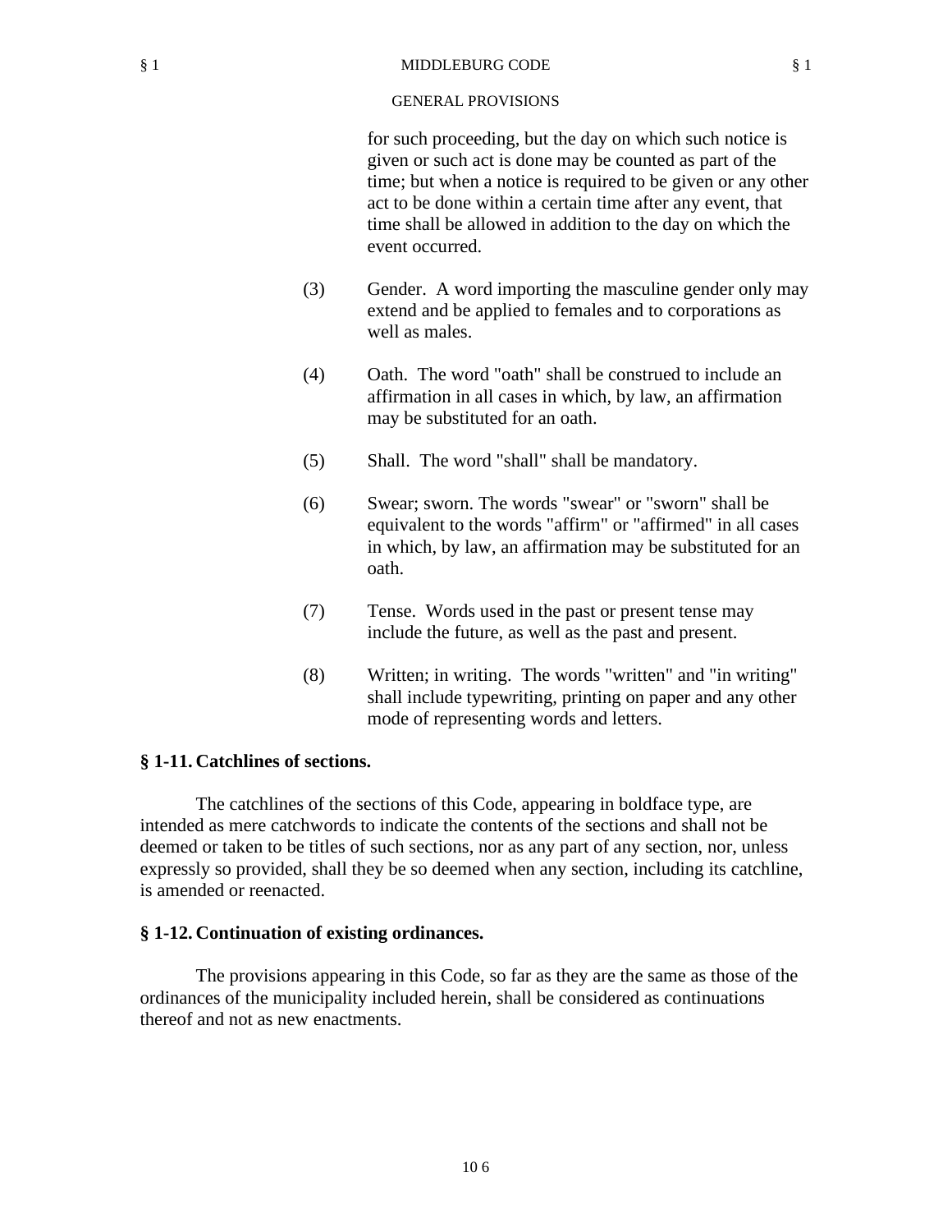for such proceeding, but the day on which such notice is given or such act is done may be counted as part of the time; but when a notice is required to be given or any other act to be done within a certain time after any event, that time shall be allowed in addition to the day on which the event occurred.

(3) Gender. A word importing the masculine gender only may extend and be applied to females and to corporations as well as males.

(4) Oath. The word "oath" shall be construed to include an affirmation in all cases in which, by law, an affirmation may be substituted for an oath.

(5) Shall. The word "shall" shall be mandatory.

(6) Swear; sworn. The words "swear" or "sworn" shall be equivalent to the words "affirm" or "affirmed" in all cases in which, by law, an affirmation may be substituted for an oath.

(7) Tense. Words used in the past or present tense may include the future, as well as the past and present.

(8) Written; in writing. The words "written" and "in writing" shall include typewriting, printing on paper and any other mode of representing words and letters.

**§ 1-11. Catchlines of sections.**

The catchlines of the sections of this Code, appearing in boldface type, are intended as mere catchwords to indicate the contents of the sections and shall not be deemed or taken to be titles of such sections, nor as any part of any section, nor, unless expressly so provided, shall they be so deemed when any section, including its catchline, is amended or reenacted.

**§ 1-12. Continuation of existing ordinances.**

The provisions appearing in this Code, so far as they are the same as those of the ordinances of the municipality included herein, shall be considered as continuations thereof and not as new enactments.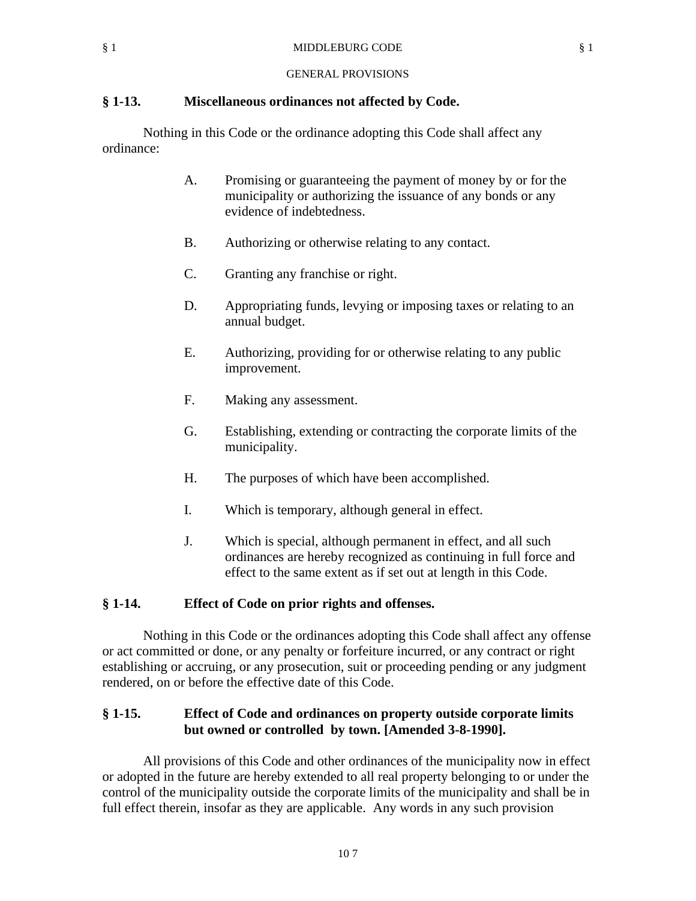## § 1-13. Miscellaneous ordinances not affected by Code.

Nothing in this Code or the ordinance adopting this Code shall affect any ordinance:

A. Promising or guaranteeing the payment of money by or for the municipality or authorizing the issuance of any bonds or any evidence of indebtedness.

B. Authorizing or otherwise relating to any contact.

C. Granting any franchise or right.

D. Appropriating funds, levying or imposing taxes or relating to an annual budget.

E. Authorizing, providing for or otherwise relating to any public improvement.

F. Making any assessment.

G. Establishing, extending or contracting the corporate limits of the municipality.

H. The purposes of which have been accomplished.

I. Which is temporary, although general in effect.

J. Which is special, although permanent in effect, and all such ordinances are hereby recognized as continuing in full force and effect to the same extent as if set out at length in this Code.

## § 1-14. Effect of Code on prior rights and offenses.

Nothing in this Code or the ordinances adopting this Code shall affect any offense or act committed or done, or any penalty or forfeiture incurred, or any contract or right establishing or accruing, or any prosecution, suit or proceeding pending or any judgment rendered, on or before the effective date of this Code.

## § 1-15. Effect of Code and ordinances on property outside corporate limits but owned or controlled by town. [Amended 3-8-1990].

All provisions of this Code and other ordinances of the municipality now in effect or adopted in the future are hereby extended to all real property belonging to or under the control of the municipality outside the corporate limits of the municipality and shall be in full effect therein, insofar as they are applicable. Any words in any such provision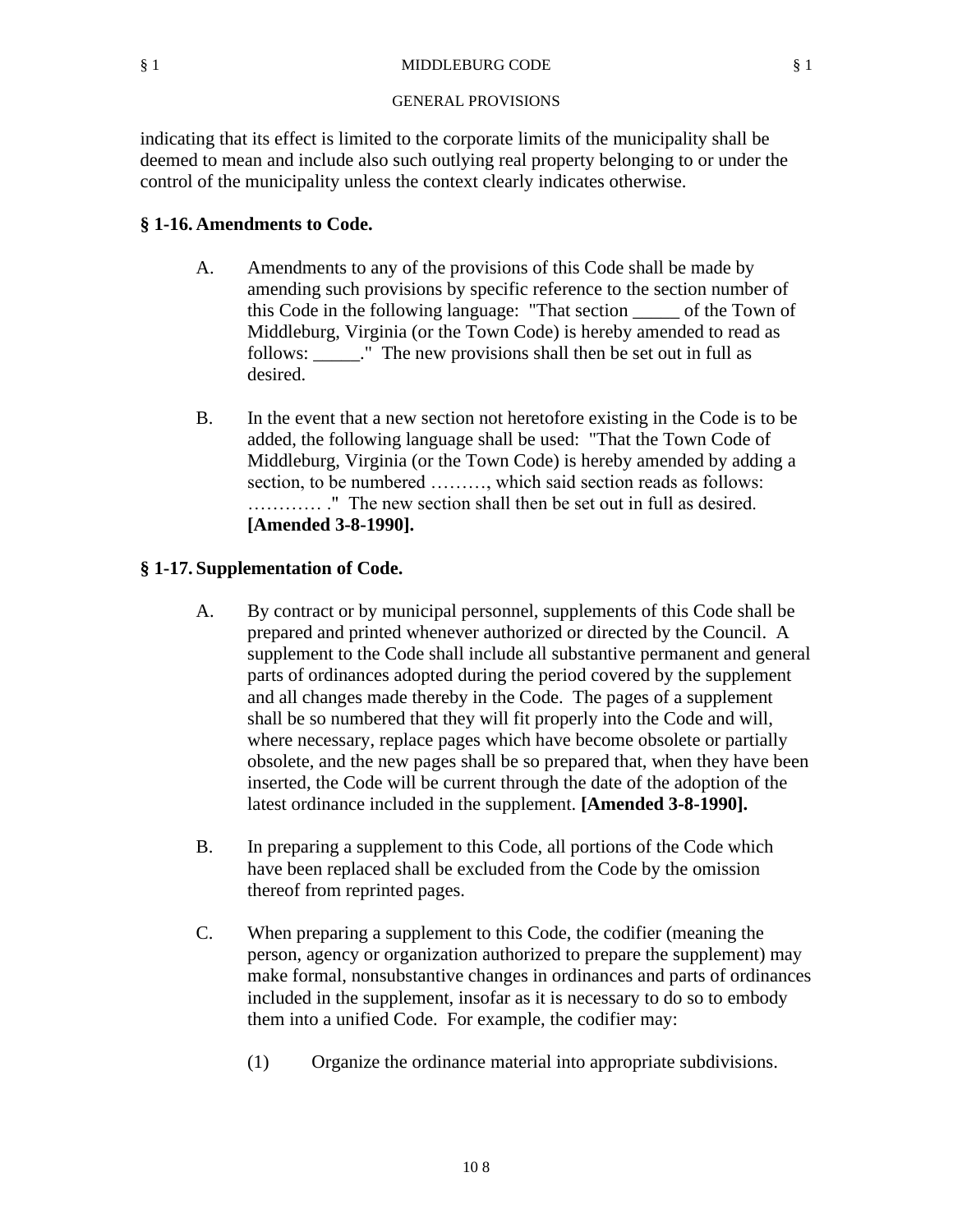indicating that its effect is limited to the corporate limits of the municipality shall be deemed to mean and include also such outlying real property belonging to or under the control of the municipality unless the context clearly indicates otherwise.

## § 1-16. Amendments to Code.

A. Amendments to any of the provisions of this Code shall be made by amending such provisions by specific reference to the section number of this Code in the following language: "That section _____ of the Town of Middleburg, Virginia (or the Town Code) is hereby amended to read as follows: _____." The new provisions shall then be set out in full as desired.

B. In the event that a new section not heretofore existing in the Code is to be added, the following language shall be used: "That the Town Code of Middleburg, Virginia (or the Town Code) is hereby amended by adding a section, to be numbered ………, which said section reads as follows: ………… ." The new section shall then be set out in full as desired. **[Amended 3-8-1990].**

## § 1-17. Supplementation of Code.

A. By contract or by municipal personnel, supplements of this Code shall be prepared and printed whenever authorized or directed by the Council. A supplement to the Code shall include all substantive permanent and general parts of ordinances adopted during the period covered by the supplement and all changes made thereby in the Code. The pages of a supplement shall be so numbered that they will fit properly into the Code and will, where necessary, replace pages which have become obsolete or partially obsolete, and the new pages shall be so prepared that, when they have been inserted, the Code will be current through the date of the adoption of the latest ordinance included in the supplement. **[Amended 3-8-1990].**

B. In preparing a supplement to this Code, all portions of the Code which have been replaced shall be excluded from the Code by the omission thereof from reprinted pages.

C. When preparing a supplement to this Code, the codifier (meaning the person, agency or organization authorized to prepare the supplement) may make formal, nonsubstantive changes in ordinances and parts of ordinances included in the supplement, insofar as it is necessary to do so to embody them into a unified Code. For example, the codifier may:

(1) Organize the ordinance material into appropriate subdivisions.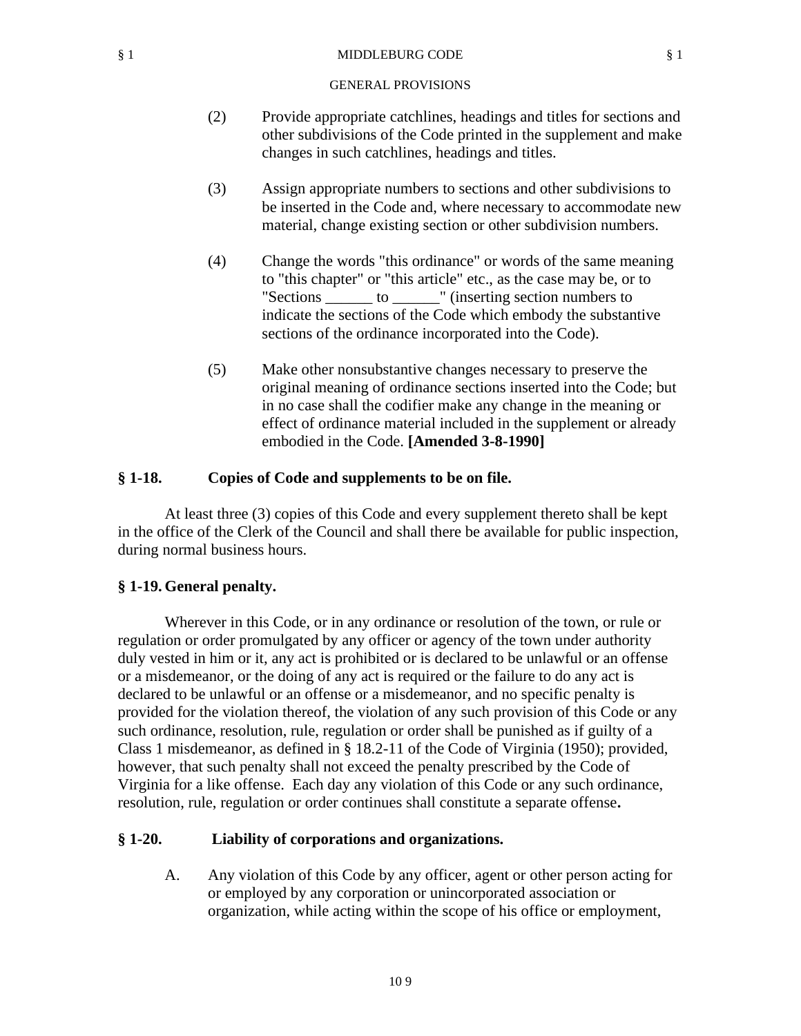(2) Provide appropriate catchlines, headings and titles for sections and other subdivisions of the Code printed in the supplement and make changes in such catchlines, headings and titles.

(3) Assign appropriate numbers to sections and other subdivisions to be inserted in the Code and, where necessary to accommodate new material, change existing section or other subdivision numbers.

(4) Change the words "this ordinance" or words of the same meaning to "this chapter" or "this article" etc., as the case may be, or to "Sections ______ to ______" (inserting section numbers to indicate the sections of the Code which embody the substantive sections of the ordinance incorporated into the Code).

(5) Make other nonsubstantive changes necessary to preserve the original meaning of ordinance sections inserted into the Code; but in no case shall the codifier make any change in the meaning or effect of ordinance material included in the supplement or already embodied in the Code. **[Amended 3-8-1990]**

**§ 1-18. Copies of Code and supplements to be on file.**

At least three (3) copies of this Code and every supplement thereto shall be kept in the office of the Clerk of the Council and shall there be available for public inspection, during normal business hours.

**§ 1-19. General penalty.**

Wherever in this Code, or in any ordinance or resolution of the town, or rule or regulation or order promulgated by any officer or agency of the town under authority duly vested in him or it, any act is prohibited or is declared to be unlawful or an offense or a misdemeanor, or the doing of any act is required or the failure to do any act is declared to be unlawful or an offense or a misdemeanor, and no specific penalty is provided for the violation thereof, the violation of any such provision of this Code or any such ordinance, resolution, rule, regulation or order shall be punished as if guilty of a Class 1 misdemeanor, as defined in § 18.2-11 of the Code of Virginia (1950); provided, however, that such penalty shall not exceed the penalty prescribed by the Code of Virginia for a like offense. Each day any violation of this Code or any such ordinance, resolution, rule, regulation or order continues shall constitute a separate offense**.**

**§ 1-20. Liability of corporations and organizations.**

A. Any violation of this Code by any officer, agent or other person acting for or employed by any corporation or unincorporated association or organization, while acting within the scope of his office or employment,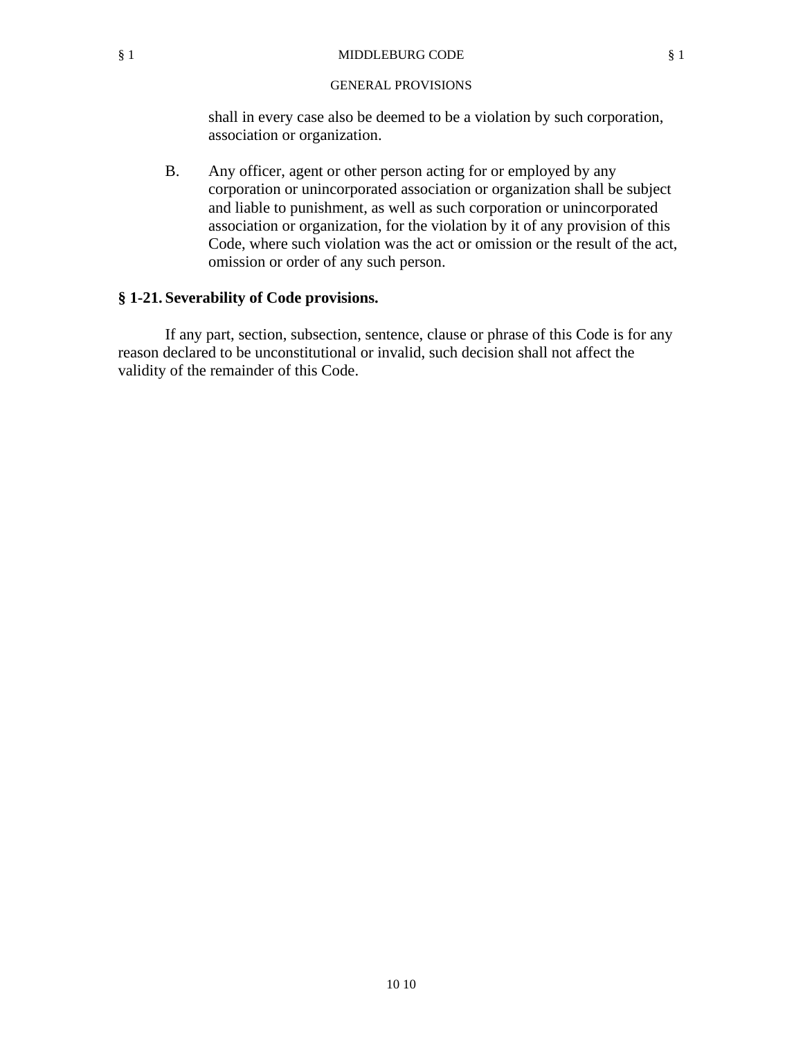shall in every case also be deemed to be a violation by such corporation, association or organization.

B. Any officer, agent or other person acting for or employed by any corporation or unincorporated association or organization shall be subject and liable to punishment, as well as such corporation or unincorporated association or organization, for the violation by it of any provision of this Code, where such violation was the act or omission or the result of the act, omission or order of any such person.

**§ 1-21. Severability of Code provisions.**

If any part, section, subsection, sentence, clause or phrase of this Code is for any reason declared to be unconstitutional or invalid, such decision shall not affect the validity of the remainder of this Code.